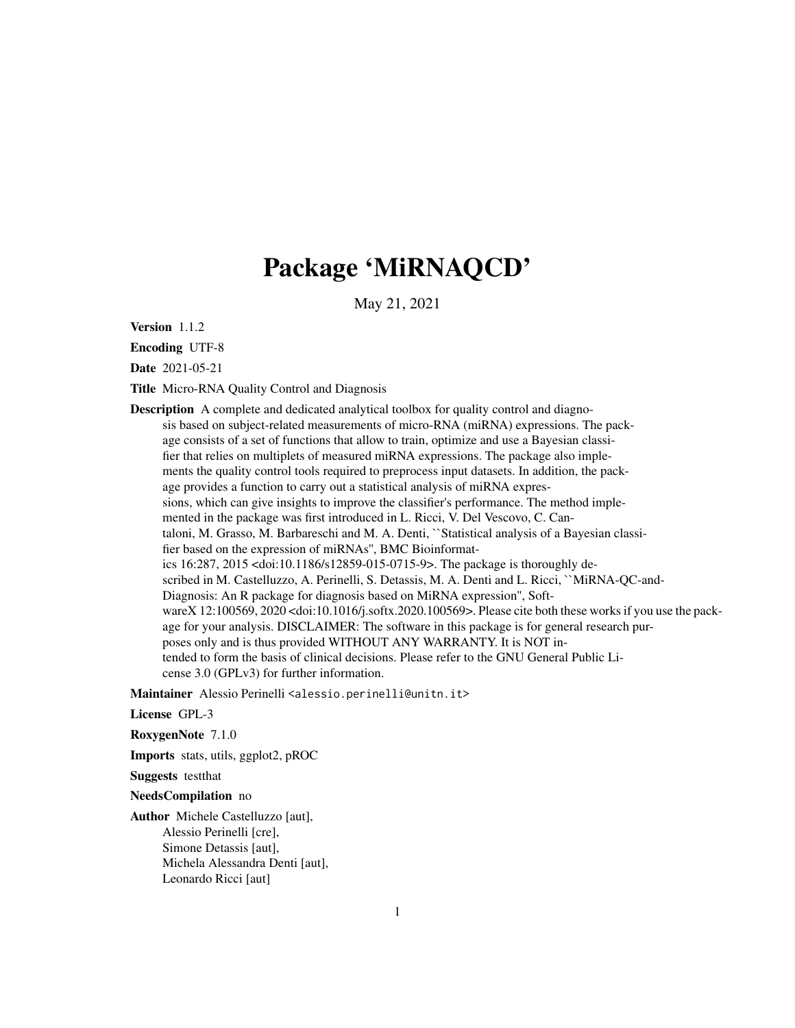# Package 'MiRNAQCD'

May 21, 2021

**Version** 1.1.2

**Encoding** UTF-8

**Date** 2021-05-21

**Title** Micro-RNA Quality Control and Diagnosis

**Description** A complete and dedicated analytical toolbox for quality control and diagnosis based on subject-related measurements of micro-RNA (miRNA) expressions. The package consists of a set of functions that allow to train, optimize and use a Bayesian classifier that relies on multiplets of measured miRNA expressions. The package also implements the quality control tools required to preprocess input datasets. In addition, the package provides a function to carry out a statistical analysis of miRNA expressions, which can give insights to improve the classifier's performance. The method implemented in the package was first introduced in L. Ricci, V. Del Vescovo, C. Cantaloni, M. Grasso, M. Barbareschi and M. A. Denti, ``Statistical analysis of a Bayesian classifier based on the expression of miRNAs'', BMC Bioinformatics 16:287, 2015 <doi:10.1186/s12859-015-0715-9>. The package is thoroughly described in M. Castelluzzo, A. Perinelli, S. Detassis, M. A. Denti and L. Ricci, ``MiRNA-QC-and-Diagnosis: An R package for diagnosis based on MiRNA expression'', SoftwareX 12:100569, 2020 <doi:10.1016/j.softx.2020.100569>. Please cite both these works if you use the package for your analysis. DISCLAIMER: The software in this package is for general research purposes only and is thus provided WITHOUT ANY WARRANTY. It is NOT intended to form the basis of clinical decisions. Please refer to the GNU General Public License 3.0 (GPLv3) for further information.

**Maintainer** Alessio Perinelli <alessio.perinelli@unitn.it>

**License** GPL-3

**RoxygenNote** 7.1.0

**Imports** stats, utils, ggplot2, pROC

**Suggests** testthat

**NeedsCompilation** no

**Author** Michele Castelluzzo [aut],
Alessio Perinelli [cre],
Simone Detassis [aut],
Michela Alessandra Denti [aut],
Leonardo Ricci [aut]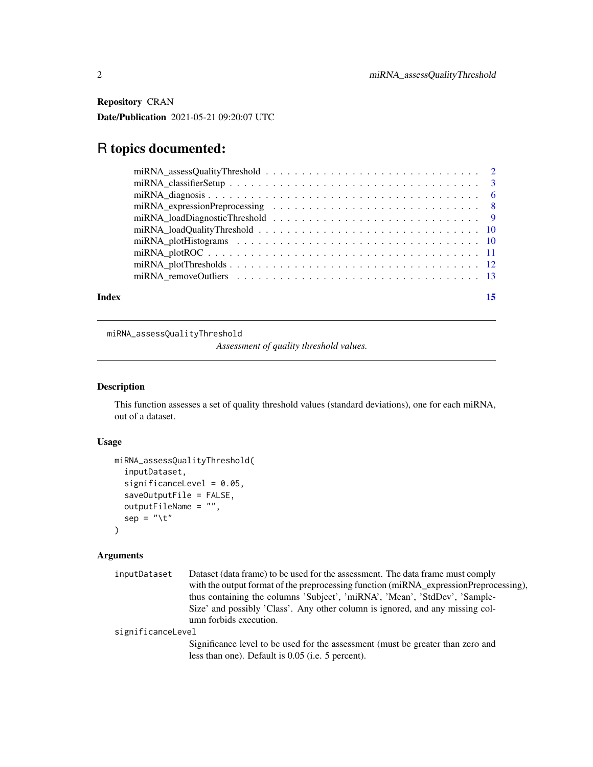**Repository** CRAN

**Date/Publication** 2021-05-21 09:20:07 UTC

# R topics documented:

- miRNA_assessQualityThreshold . . . . . . . . . . . . . . . . . . . . . . . . . . . . . 2
- miRNA_classifierSetup . . . . . . . . . . . . . . . . . . . . . . . . . . . . . . . . . 3
- miRNA_diagnosis . . . . . . . . . . . . . . . . . . . . . . . . . . . . . . . . . . . . 6
- miRNA_expressionPreprocessing . . . . . . . . . . . . . . . . . . . . . . . . . . . . 8
- miRNA_loadDiagnosticThreshold . . . . . . . . . . . . . . . . . . . . . . . . . . . . 9
- miRNA_loadQualityThreshold . . . . . . . . . . . . . . . . . . . . . . . . . . . . . 10
- miRNA_plotHistograms . . . . . . . . . . . . . . . . . . . . . . . . . . . . . . . . 10
- miRNA_plotROC . . . . . . . . . . . . . . . . . . . . . . . . . . . . . . . . . . . . 11
- miRNA_plotThresholds . . . . . . . . . . . . . . . . . . . . . . . . . . . . . . . . . 12
- miRNA_removeOutliers . . . . . . . . . . . . . . . . . . . . . . . . . . . . . . . . . 13

**Index** 15

---

`miRNA_assessQualityThreshold` — *Assessment of quality threshold values.*

---

### Description

This function assesses a set of quality threshold values (standard deviations), one for each miRNA, out of a dataset.

### Usage

```
miRNA_assessQualityThreshold(
  inputDataset,
  significanceLevel = 0.05,
  saveOutputFile = FALSE,
  outputFileName = "",
  sep = "\t"
)
```

### Arguments

| | |
|---|---|
| `inputDataset` | Dataset (data frame) to be used for the assessment. The data frame must comply with the output format of the preprocessing function (miRNA_expressionPreprocessing), thus containing the columns 'Subject', 'miRNA', 'Mean', 'StdDev', 'SampleSize' and possibly 'Class'. Any other column is ignored, and any missing column forbids execution. |
| `significanceLevel` | Significance level to be used for the assessment (must be greater than zero and less than one). Default is 0.05 (i.e. 5 percent). |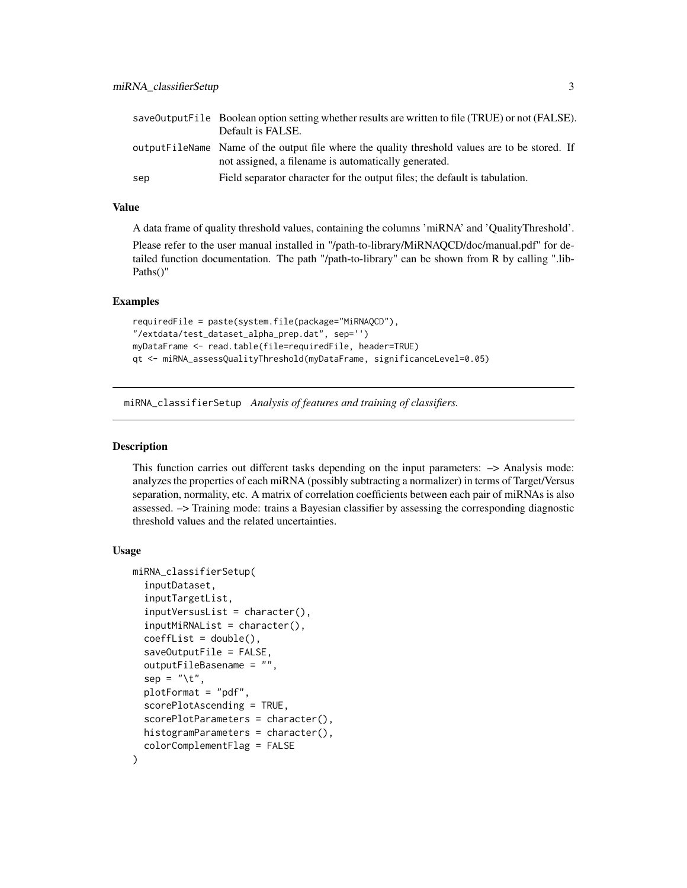| | |
|---|---|
| saveOutputFile | Boolean option setting whether results are written to file (TRUE) or not (FALSE). Default is FALSE. |
| outputFileName | Name of the output file where the quality threshold values are to be stored. If not assigned, a filename is automatically generated. |
| sep | Field separator character for the output files; the default is tabulation. |

### Value

A data frame of quality threshold values, containing the columns 'miRNA' and 'QualityThreshold'.

Please refer to the user manual installed in "/path-to-library/MiRNAQCD/doc/manual.pdf" for detailed function documentation. The path "/path-to-library" can be shown from R by calling ".libPaths()"

### Examples

```
requiredFile = paste(system.file(package="MiRNAQCD"),
"/extdata/test_dataset_alpha_prep.dat", sep='')
myDataFrame <- read.table(file=requiredFile, header=TRUE)
qt <- miRNA_assessQualityThreshold(myDataFrame, significanceLevel=0.05)
```

---

## miRNA_classifierSetup *Analysis of features and training of classifiers.*

### Description

This function carries out different tasks depending on the input parameters: –> Analysis mode: analyzes the properties of each miRNA (possibly subtracting a normalizer) in terms of Target/Versus separation, normality, etc. A matrix of correlation coefficients between each pair of miRNAs is also assessed. –> Training mode: trains a Bayesian classifier by assessing the corresponding diagnostic threshold values and the related uncertainties.

### Usage

```
miRNA_classifierSetup(
  inputDataset,
  inputTargetList,
  inputVersusList = character(),
  inputMiRNAList = character(),
  coeffList = double(),
  saveOutputFile = FALSE,
  outputFileBasename = "",
  sep = "\t",
  plotFormat = "pdf",
  scorePlotAscending = TRUE,
  scorePlotParameters = character(),
  histogramParameters = character(),
  colorComplementFlag = FALSE
)
```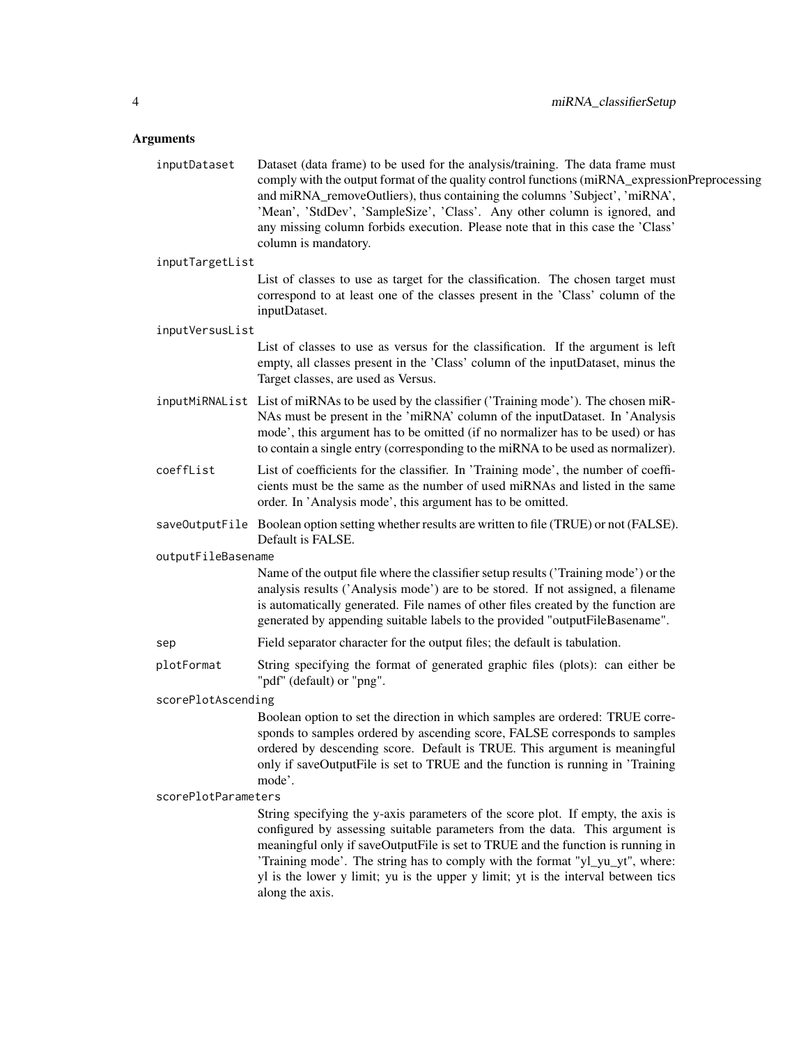## Arguments

**inputDataset** Dataset (data frame) to be used for the analysis/training. The data frame must comply with the output format of the quality control functions (miRNA_expressionPreprocessing and miRNA_removeOutliers), thus containing the columns 'Subject', 'miRNA', 'Mean', 'StdDev', 'SampleSize', 'Class'. Any other column is ignored, and any missing column forbids execution. Please note that in this case the 'Class' column is mandatory.

**inputTargetList** List of classes to use as target for the classification. The chosen target must correspond to at least one of the classes present in the 'Class' column of the inputDataset.

**inputVersusList** List of classes to use as versus for the classification. If the argument is left empty, all classes present in the 'Class' column of the inputDataset, minus the Target classes, are used as Versus.

**inputMiRNAList** List of miRNAs to be used by the classifier ('Training mode'). The chosen miRNAs must be present in the 'miRNA' column of the inputDataset. In 'Analysis mode', this argument has to be omitted (if no normalizer has to be used) or has to contain a single entry (corresponding to the miRNA to be used as normalizer).

**coeffList** List of coefficients for the classifier. In 'Training mode', the number of coefficients must be the same as the number of used miRNAs and listed in the same order. In 'Analysis mode', this argument has to be omitted.

**saveOutputFile** Boolean option setting whether results are written to file (TRUE) or not (FALSE). Default is FALSE.

**outputFileBasename** Name of the output file where the classifier setup results ('Training mode') or the analysis results ('Analysis mode') are to be stored. If not assigned, a filename is automatically generated. File names of other files created by the function are generated by appending suitable labels to the provided "outputFileBasename".

**sep** Field separator character for the output files; the default is tabulation.

**plotFormat** String specifying the format of generated graphic files (plots): can either be "pdf" (default) or "png".

**scorePlotAscending** Boolean option to set the direction in which samples are ordered: TRUE corresponds to samples ordered by ascending score, FALSE corresponds to samples ordered by descending score. Default is TRUE. This argument is meaningful only if saveOutputFile is set to TRUE and the function is running in 'Training mode'.

**scorePlotParameters** String specifying the y-axis parameters of the score plot. If empty, the axis is configured by assessing suitable parameters from the data. This argument is meaningful only if saveOutputFile is set to TRUE and the function is running in 'Training mode'. The string has to comply with the format "yl_yu_yt", where: yl is the lower y limit; yu is the upper y limit; yt is the interval between tics along the axis.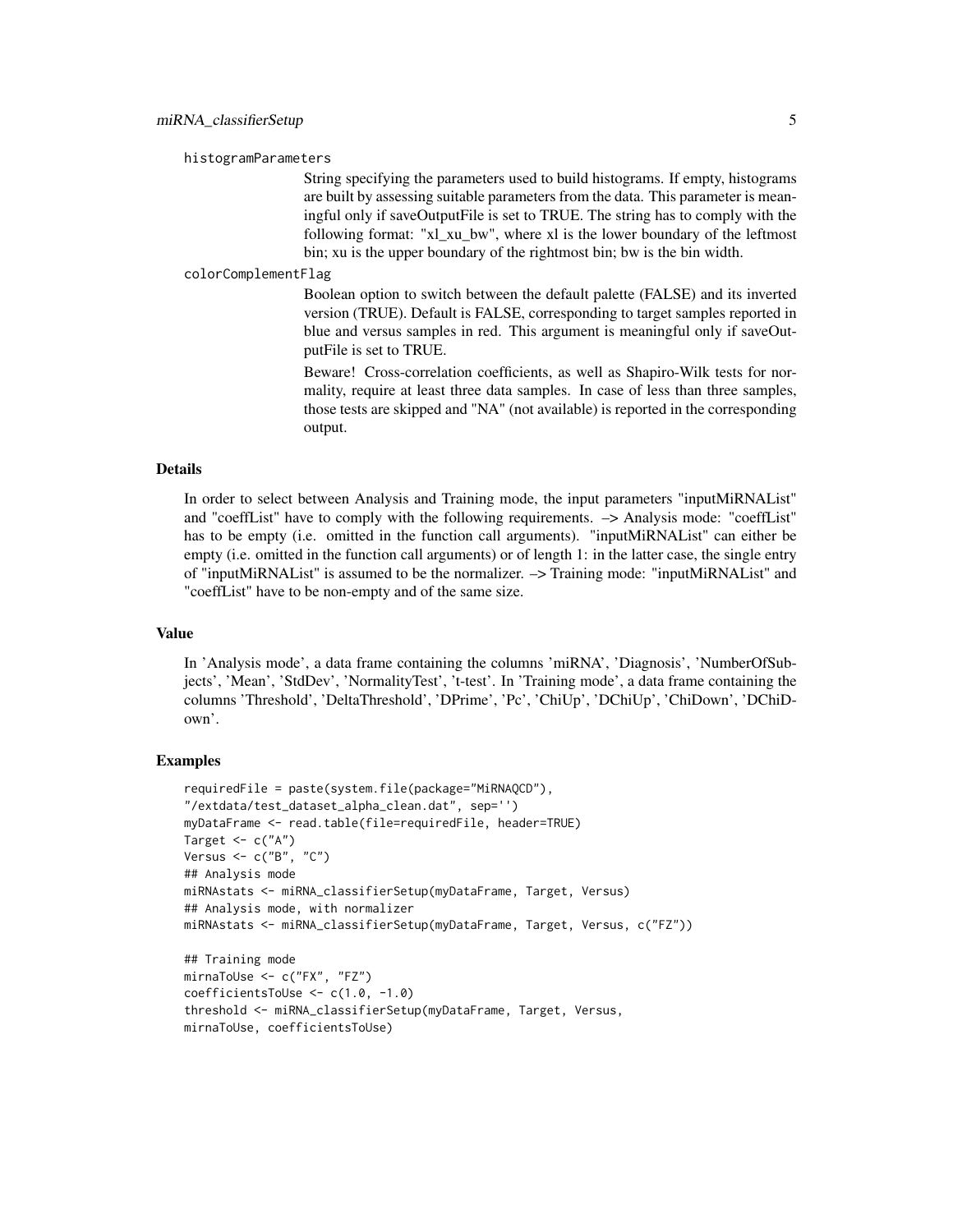histogramParameters

String specifying the parameters used to build histograms. If empty, histograms are built by assessing suitable parameters from the data. This parameter is meaningful only if saveOutputFile is set to TRUE. The string has to comply with the following format: "xl_xu_bw", where xl is the lower boundary of the leftmost bin; xu is the upper boundary of the rightmost bin; bw is the bin width.

colorComplementFlag

Boolean option to switch between the default palette (FALSE) and its inverted version (TRUE). Default is FALSE, corresponding to target samples reported in blue and versus samples in red. This argument is meaningful only if saveOutputFile is set to TRUE.

Beware! Cross-correlation coefficients, as well as Shapiro-Wilk tests for normality, require at least three data samples. In case of less than three samples, those tests are skipped and "NA" (not available) is reported in the corresponding output.

## Details

In order to select between Analysis and Training mode, the input parameters "inputMiRNAList" and "coeffList" have to comply with the following requirements. –> Analysis mode: "coeffList" has to be empty (i.e. omitted in the function call arguments). "inputMiRNAList" can either be empty (i.e. omitted in the function call arguments) or of length 1: in the latter case, the single entry of "inputMiRNAList" is assumed to be the normalizer. –> Training mode: "inputMiRNAList" and "coeffList" have to be non-empty and of the same size.

## Value

In 'Analysis mode', a data frame containing the columns 'miRNA', 'Diagnosis', 'NumberOfSubjects', 'Mean', 'StdDev', 'NormalityTest', 't-test'. In 'Training mode', a data frame containing the columns 'Threshold', 'DeltaThreshold', 'DPrime', 'Pc', 'ChiUp', 'DChiUp', 'ChiDown', 'DChiDown'.

## Examples

```
requiredFile = paste(system.file(package="MiRNAQCD"),
"/extdata/test_dataset_alpha_clean.dat", sep='')
myDataFrame <- read.table(file=requiredFile, header=TRUE)
Target <- c("A")
Versus <- c("B", "C")
## Analysis mode
miRNAstats <- miRNA_classifierSetup(myDataFrame, Target, Versus)
## Analysis mode, with normalizer
miRNAstats <- miRNA_classifierSetup(myDataFrame, Target, Versus, c("FZ"))

## Training mode
mirnaToUse <- c("FX", "FZ")
coefficientsToUse <- c(1.0, -1.0)
threshold <- miRNA_classifierSetup(myDataFrame, Target, Versus,
mirnaToUse, coefficientsToUse)
```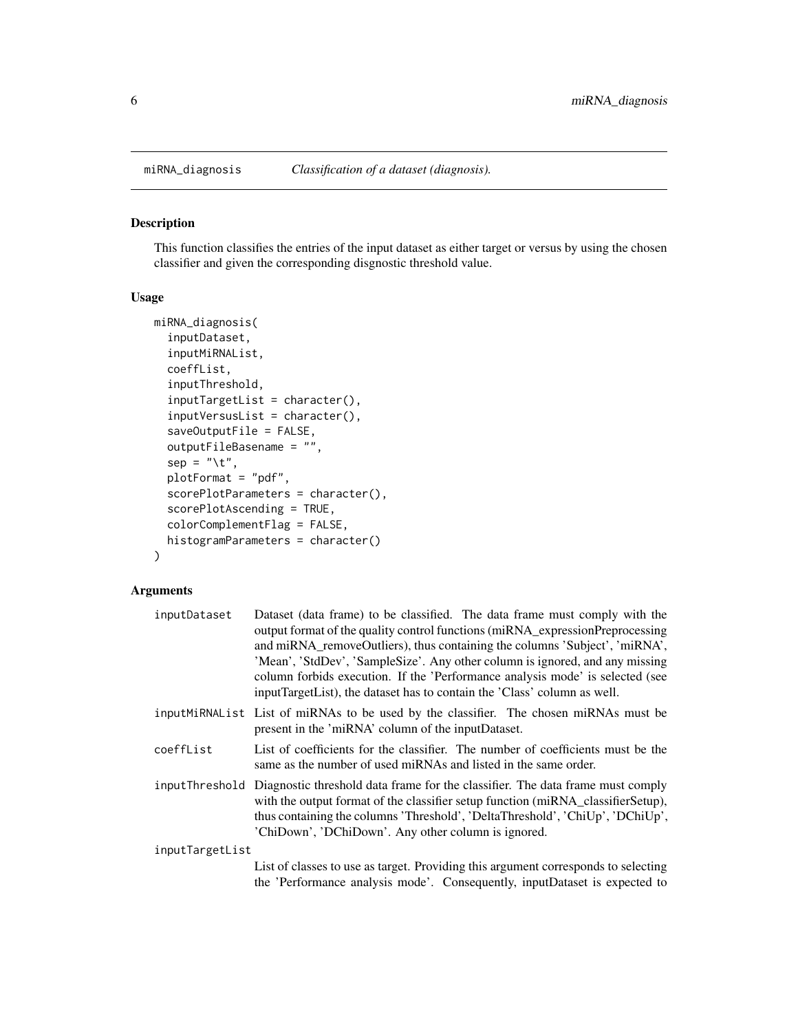## miRNA_diagnosis *Classification of a dataset (diagnosis).*

### Description

This function classifies the entries of the input dataset as either target or versus by using the chosen classifier and given the corresponding disgnostic threshold value.

### Usage

```
miRNA_diagnosis(
  inputDataset,
  inputMiRNAList,
  coeffList,
  inputThreshold,
  inputTargetList = character(),
  inputVersusList = character(),
  saveOutputFile = FALSE,
  outputFileBasename = "",
  sep = "\t",
  plotFormat = "pdf",
  scorePlotParameters = character(),
  scorePlotAscending = TRUE,
  colorComplementFlag = FALSE,
  histogramParameters = character()
)
```

### Arguments

`inputDataset` Dataset (data frame) to be classified. The data frame must comply with the output format of the quality control functions (miRNA_expressionPreprocessing and miRNA_removeOutliers), thus containing the columns 'Subject', 'miRNA', 'Mean', 'StdDev', 'SampleSize'. Any other column is ignored, and any missing column forbids execution. If the 'Performance analysis mode' is selected (see inputTargetList), the dataset has to contain the 'Class' column as well.

`inputMiRNAList` List of miRNAs to be used by the classifier. The chosen miRNAs must be present in the 'miRNA' column of the inputDataset.

`coeffList` List of coefficients for the classifier. The number of coefficients must be the same as the number of used miRNAs and listed in the same order.

`inputThreshold` Diagnostic threshold data frame for the classifier. The data frame must comply with the output format of the classifier setup function (miRNA_classifierSetup), thus containing the columns 'Threshold', 'DeltaThreshold', 'ChiUp', 'DChiUp', 'ChiDown', 'DChiDown'. Any other column is ignored.

`inputTargetList` List of classes to use as target. Providing this argument corresponds to selecting the 'Performance analysis mode'. Consequently, inputDataset is expected to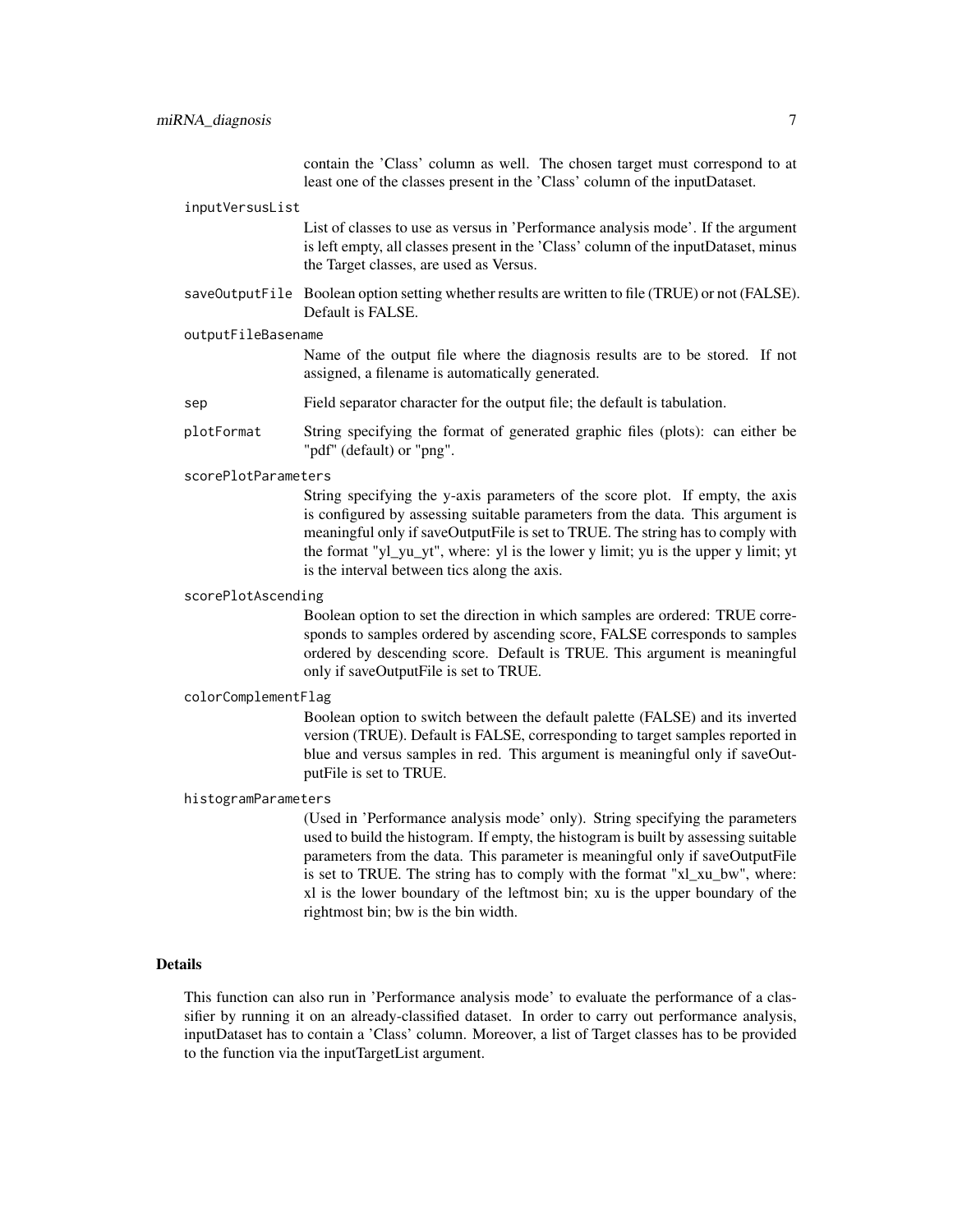contain the 'Class' column as well. The chosen target must correspond to at least one of the classes present in the 'Class' column of the inputDataset.

`inputVersusList`
: List of classes to use as versus in 'Performance analysis mode'. If the argument is left empty, all classes present in the 'Class' column of the inputDataset, minus the Target classes, are used as Versus.

`saveOutputFile`
: Boolean option setting whether results are written to file (TRUE) or not (FALSE). Default is FALSE.

`outputFileBasename`
: Name of the output file where the diagnosis results are to be stored. If not assigned, a filename is automatically generated.

`sep`
: Field separator character for the output file; the default is tabulation.

`plotFormat`
: String specifying the format of generated graphic files (plots): can either be "pdf" (default) or "png".

`scorePlotParameters`
: String specifying the y-axis parameters of the score plot. If empty, the axis is configured by assessing suitable parameters from the data. This argument is meaningful only if saveOutputFile is set to TRUE. The string has to comply with the format "yl_yu_yt", where: yl is the lower y limit; yu is the upper y limit; yt is the interval between tics along the axis.

`scorePlotAscending`
: Boolean option to set the direction in which samples are ordered: TRUE corresponds to samples ordered by ascending score, FALSE corresponds to samples ordered by descending score. Default is TRUE. This argument is meaningful only if saveOutputFile is set to TRUE.

`colorComplementFlag`
: Boolean option to switch between the default palette (FALSE) and its inverted version (TRUE). Default is FALSE, corresponding to target samples reported in blue and versus samples in red. This argument is meaningful only if saveOutputFile is set to TRUE.

`histogramParameters`
: (Used in 'Performance analysis mode' only). String specifying the parameters used to build the histogram. If empty, the histogram is built by assessing suitable parameters from the data. This parameter is meaningful only if saveOutputFile is set to TRUE. The string has to comply with the format "xl_xu_bw", where: xl is the lower boundary of the leftmost bin; xu is the upper boundary of the rightmost bin; bw is the bin width.

## Details

This function can also run in 'Performance analysis mode' to evaluate the performance of a classifier by running it on an already-classified dataset. In order to carry out performance analysis, inputDataset has to contain a 'Class' column. Moreover, a list of Target classes has to be provided to the function via the inputTargetList argument.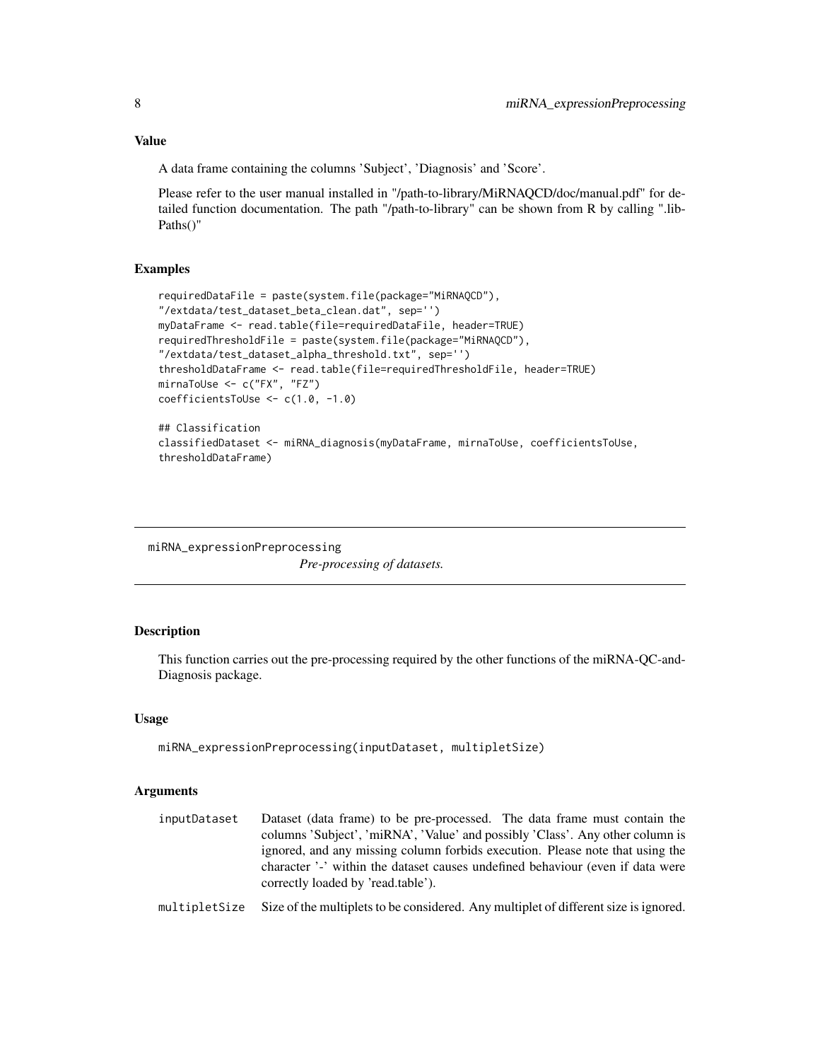## Value

A data frame containing the columns 'Subject', 'Diagnosis' and 'Score'.

Please refer to the user manual installed in "/path-to-library/MiRNAQCD/doc/manual.pdf" for detailed function documentation. The path "/path-to-library" can be shown from R by calling ".libPaths()"

## Examples

```
requiredDataFile = paste(system.file(package="MiRNAQCD"),
"/extdata/test_dataset_beta_clean.dat", sep='')
myDataFrame <- read.table(file=requiredDataFile, header=TRUE)
requiredThresholdFile = paste(system.file(package="MiRNAQCD"),
"/extdata/test_dataset_alpha_threshold.txt", sep='')
thresholdDataFrame <- read.table(file=requiredThresholdFile, header=TRUE)
mirnaToUse <- c("FX", "FZ")
coefficientsToUse <- c(1.0, -1.0)

## Classification
classifiedDataset <- miRNA_diagnosis(myDataFrame, mirnaToUse, coefficientsToUse,
thresholdDataFrame)
```

---

# miRNA_expressionPreprocessing

*Pre-processing of datasets.*

## Description

This function carries out the pre-processing required by the other functions of the miRNA-QC-and-Diagnosis package.

## Usage

```
miRNA_expressionPreprocessing(inputDataset, multipletSize)
```

## Arguments

| | |
|---|---|
| inputDataset | Dataset (data frame) to be pre-processed. The data frame must contain the columns 'Subject', 'miRNA', 'Value' and possibly 'Class'. Any other column is ignored, and any missing column forbids execution. Please note that using the character '-' within the dataset causes undefined behaviour (even if data were correctly loaded by 'read.table'). |
| multipletSize | Size of the multiplets to be considered. Any multiplet of different size is ignored. |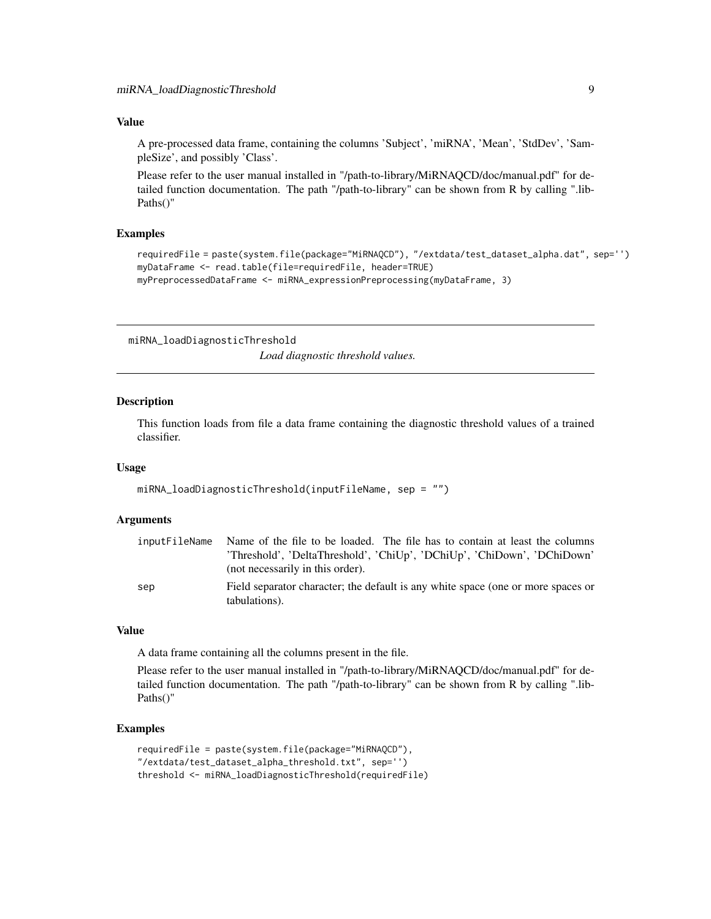### Value

A pre-processed data frame, containing the columns 'Subject', 'miRNA', 'Mean', 'StdDev', 'SampleSize', and possibly 'Class'.

Please refer to the user manual installed in "/path-to-library/MiRNAQCD/doc/manual.pdf" for detailed function documentation. The path "/path-to-library" can be shown from R by calling ".libPaths()"

### Examples

```
requiredFile = paste(system.file(package="MiRNAQCD"), "/extdata/test_dataset_alpha.dat", sep='')
myDataFrame <- read.table(file=requiredFile, header=TRUE)
myPreprocessedDataFrame <- miRNA_expressionPreprocessing(myDataFrame, 3)
```

---

## miRNA_loadDiagnosticThreshold

*Load diagnostic threshold values.*

---

### Description

This function loads from file a data frame containing the diagnostic threshold values of a trained classifier.

### Usage

```
miRNA_loadDiagnosticThreshold(inputFileName, sep = "")
```

### Arguments

| | |
|---|---|
| `inputFileName` | Name of the file to be loaded. The file has to contain at least the columns 'Threshold', 'DeltaThreshold', 'ChiUp', 'DChiUp', 'ChiDown', 'DChiDown' (not necessarily in this order). |
| `sep` | Field separator character; the default is any white space (one or more spaces or tabulations). |

### Value

A data frame containing all the columns present in the file.

Please refer to the user manual installed in "/path-to-library/MiRNAQCD/doc/manual.pdf" for detailed function documentation. The path "/path-to-library" can be shown from R by calling ".libPaths()"

### Examples

```
requiredFile = paste(system.file(package="MiRNAQCD"),
"/extdata/test_dataset_alpha_threshold.txt", sep='')
threshold <- miRNA_loadDiagnosticThreshold(requiredFile)
```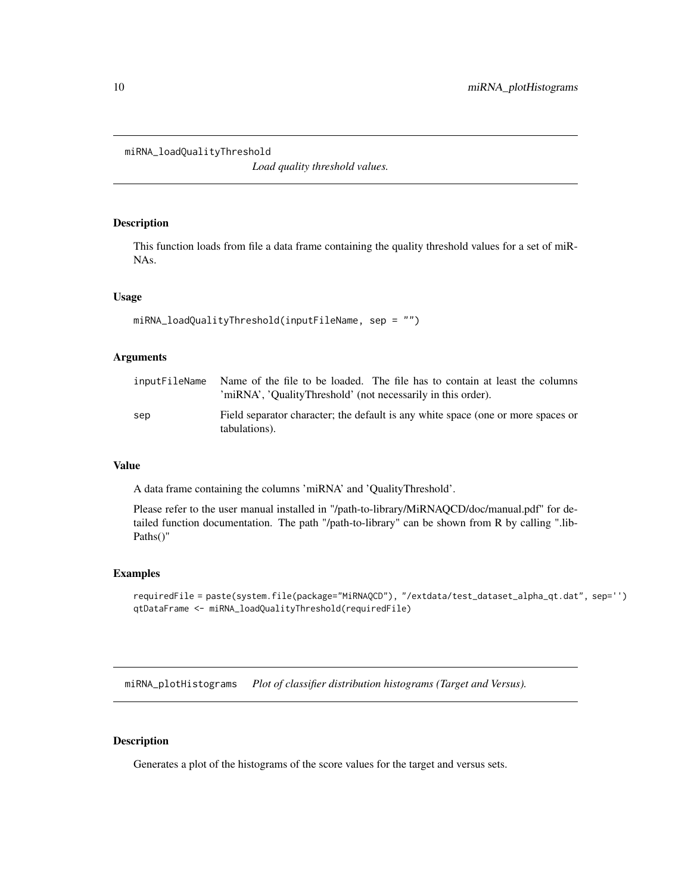## miRNA_loadQualityThreshold

*Load quality threshold values.*

### Description

This function loads from file a data frame containing the quality threshold values for a set of miRNAs.

### Usage

```
miRNA_loadQualityThreshold(inputFileName, sep = "")
```

### Arguments

| | |
|---|---|
| inputFileName | Name of the file to be loaded. The file has to contain at least the columns 'miRNA', 'QualityThreshold' (not necessarily in this order). |
| sep | Field separator character; the default is any white space (one or more spaces or tabulations). |

### Value

A data frame containing the columns 'miRNA' and 'QualityThreshold'.

Please refer to the user manual installed in "/path-to-library/MiRNAQCD/doc/manual.pdf" for detailed function documentation. The path "/path-to-library" can be shown from R by calling ".libPaths()"

### Examples

```
requiredFile = paste(system.file(package="MiRNAQCD"), "/extdata/test_dataset_alpha_qt.dat", sep='')
qtDataFrame <- miRNA_loadQualityThreshold(requiredFile)
```

## miRNA_plotHistograms

*Plot of classifier distribution histograms (Target and Versus).*

### Description

Generates a plot of the histograms of the score values for the target and versus sets.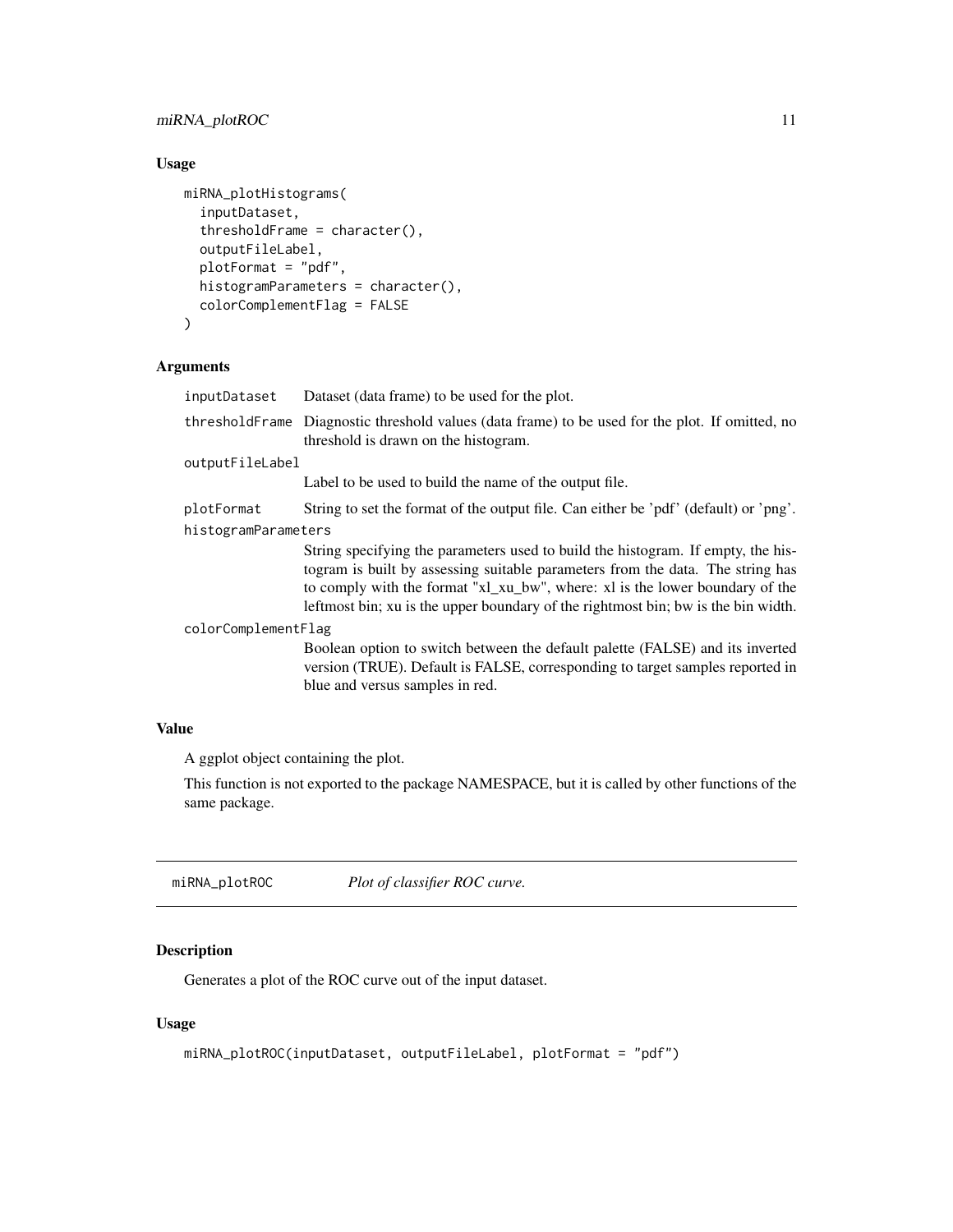### Usage

```
miRNA_plotHistograms(
  inputDataset,
  thresholdFrame = character(),
  outputFileLabel,
  plotFormat = "pdf",
  histogramParameters = character(),
  colorComplementFlag = FALSE
)
```

### Arguments

| | |
|---|---|
| `inputDataset` | Dataset (data frame) to be used for the plot. |
| `thresholdFrame` | Diagnostic threshold values (data frame) to be used for the plot. If omitted, no threshold is drawn on the histogram. |
| `outputFileLabel` | Label to be used to build the name of the output file. |
| `plotFormat` | String to set the format of the output file. Can either be 'pdf' (default) or 'png'. |
| `histogramParameters` | String specifying the parameters used to build the histogram. If empty, the histogram is built by assessing suitable parameters from the data. The string has to comply with the format "xl_xu_bw", where: xl is the lower boundary of the leftmost bin; xu is the upper boundary of the rightmost bin; bw is the bin width. |
| `colorComplementFlag` | Boolean option to switch between the default palette (FALSE) and its inverted version (TRUE). Default is FALSE, corresponding to target samples reported in blue and versus samples in red. |

### Value

A ggplot object containing the plot.

This function is not exported to the package NAMESPACE, but it is called by other functions of the same package.

---

## `miRNA_plotROC` *Plot of classifier ROC curve.*

---

### Description

Generates a plot of the ROC curve out of the input dataset.

### Usage

```
miRNA_plotROC(inputDataset, outputFileLabel, plotFormat = "pdf")
```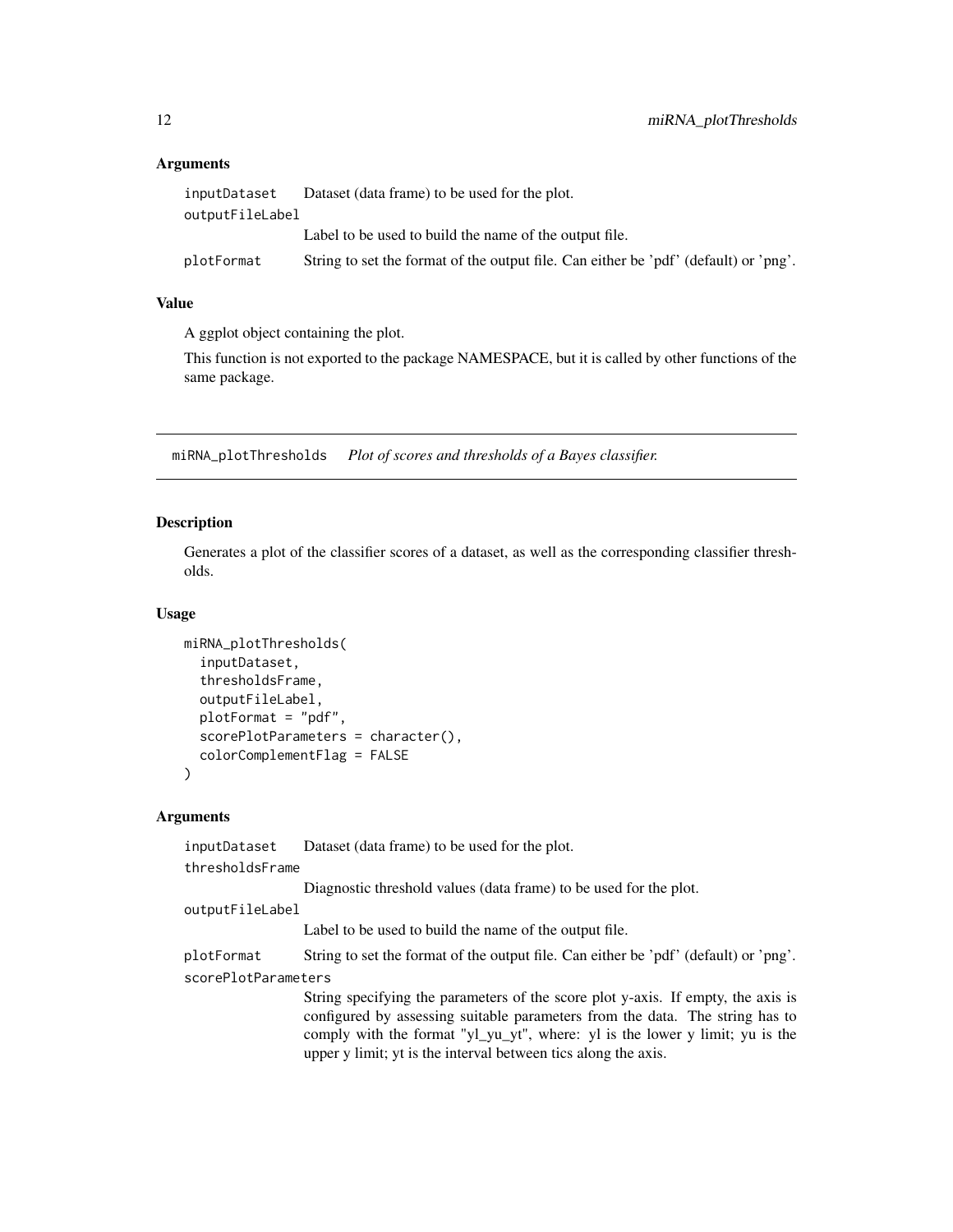### Arguments

**inputDataset** Dataset (data frame) to be used for the plot.

**outputFileLabel** Label to be used to build the name of the output file.

**plotFormat** String to set the format of the output file. Can either be 'pdf' (default) or 'png'.

### Value

A ggplot object containing the plot.

This function is not exported to the package NAMESPACE, but it is called by other functions of the same package.

---

## miRNA_plotThresholds *Plot of scores and thresholds of a Bayes classifier.*

---

### Description

Generates a plot of the classifier scores of a dataset, as well as the corresponding classifier thresholds.

### Usage

```
miRNA_plotThresholds(
  inputDataset,
  thresholdsFrame,
  outputFileLabel,
  plotFormat = "pdf",
  scorePlotParameters = character(),
  colorComplementFlag = FALSE
)
```

### Arguments

**inputDataset** Dataset (data frame) to be used for the plot.

**thresholdsFrame** Diagnostic threshold values (data frame) to be used for the plot.

**outputFileLabel** Label to be used to build the name of the output file.

**plotFormat** String to set the format of the output file. Can either be 'pdf' (default) or 'png'.

**scorePlotParameters** String specifying the parameters of the score plot y-axis. If empty, the axis is configured by assessing suitable parameters from the data. The string has to comply with the format "yl_yu_yt", where: yl is the lower y limit; yu is the upper y limit; yt is the interval between tics along the axis.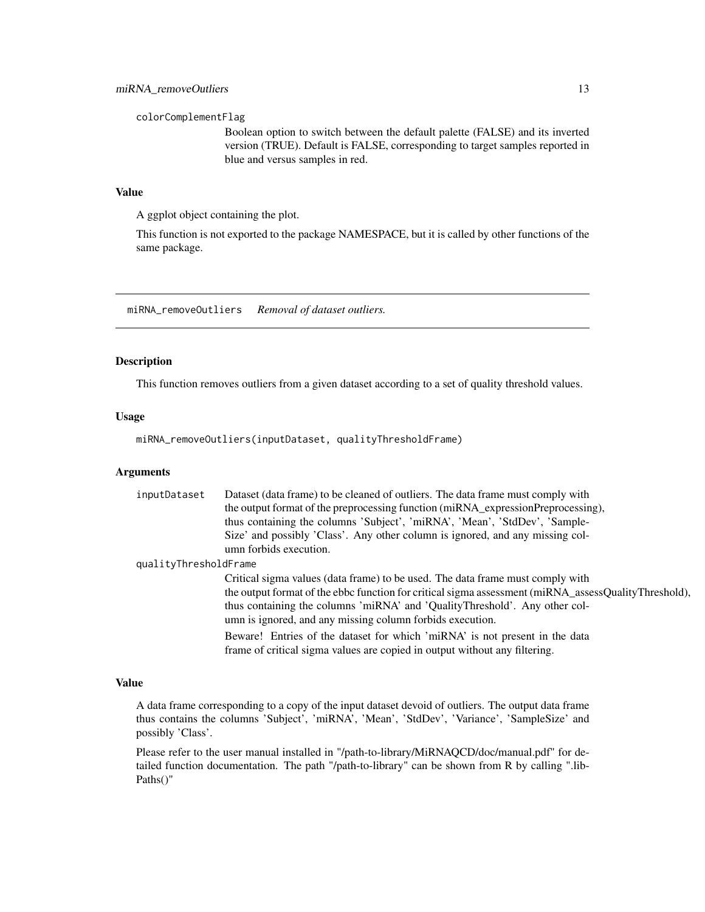colorComplementFlag
: Boolean option to switch between the default palette (FALSE) and its inverted version (TRUE). Default is FALSE, corresponding to target samples reported in blue and versus samples in red.

### Value

A ggplot object containing the plot.

This function is not exported to the package NAMESPACE, but it is called by other functions of the same package.

---

## miRNA_removeOutliers *Removal of dataset outliers.*

---

### Description

This function removes outliers from a given dataset according to a set of quality threshold values.

### Usage

```
miRNA_removeOutliers(inputDataset, qualityThresholdFrame)
```

### Arguments

inputDataset
: Dataset (data frame) to be cleaned of outliers. The data frame must comply with the output format of the preprocessing function (miRNA_expressionPreprocessing), thus containing the columns 'Subject', 'miRNA', 'Mean', 'StdDev', 'SampleSize' and possibly 'Class'. Any other column is ignored, and any missing column forbids execution.

qualityThresholdFrame
: Critical sigma values (data frame) to be used. The data frame must comply with the output format of the ebbc function for critical sigma assessment (miRNA_assessQualityThreshold), thus containing the columns 'miRNA' and 'QualityThreshold'. Any other column is ignored, and any missing column forbids execution.

  Beware! Entries of the dataset for which 'miRNA' is not present in the data frame of critical sigma values are copied in output without any filtering.

### Value

A data frame corresponding to a copy of the input dataset devoid of outliers. The output data frame thus contains the columns 'Subject', 'miRNA', 'Mean', 'StdDev', 'Variance', 'SampleSize' and possibly 'Class'.

Please refer to the user manual installed in "/path-to-library/MiRNAQCD/doc/manual.pdf" for detailed function documentation. The path "/path-to-library" can be shown from R by calling ".libPaths()"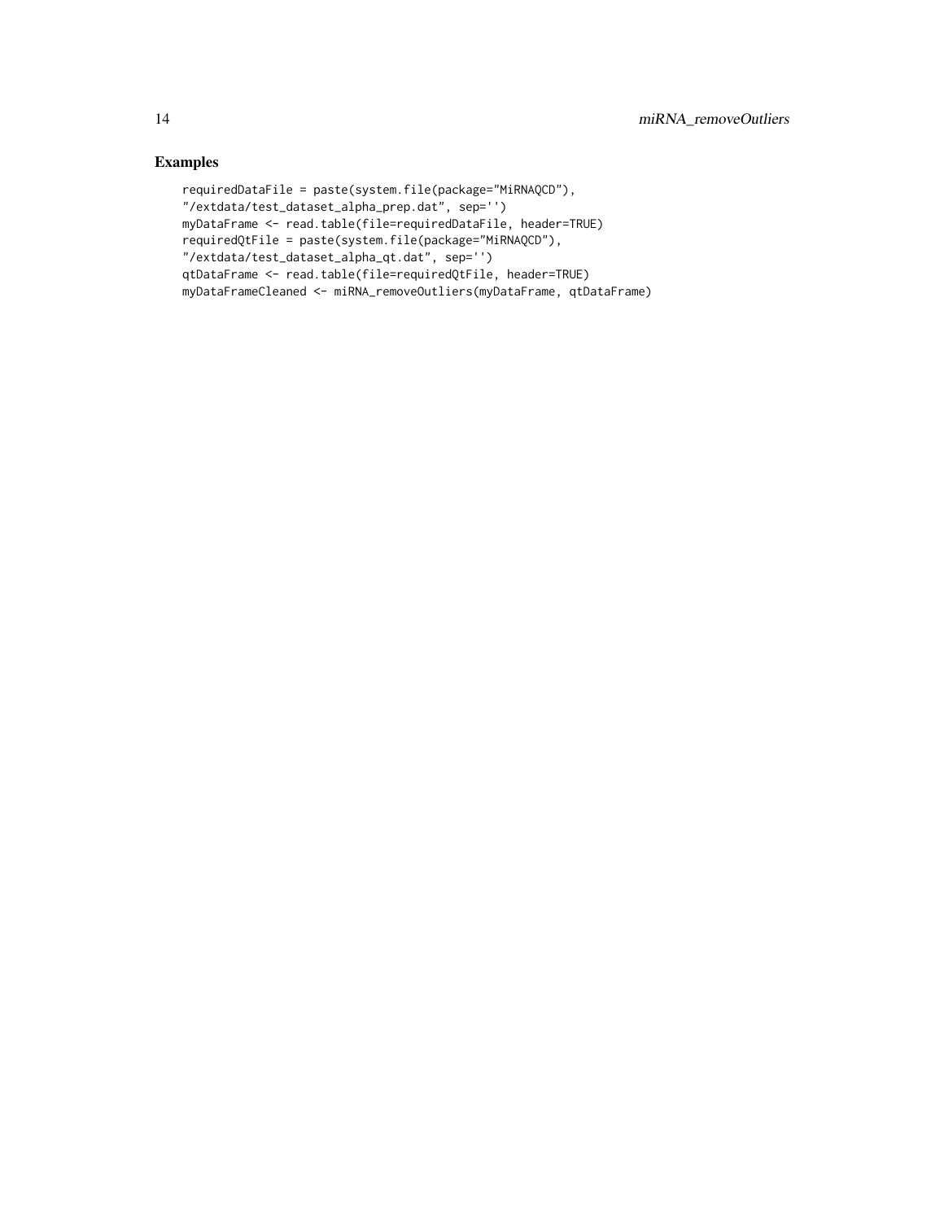## Examples

```
requiredDataFile = paste(system.file(package="MiRNAQCD"),
"/extdata/test_dataset_alpha_prep.dat", sep='')
myDataFrame <- read.table(file=requiredDataFile, header=TRUE)
requiredQtFile = paste(system.file(package="MiRNAQCD"),
"/extdata/test_dataset_alpha_qt.dat", sep='')
qtDataFrame <- read.table(file=requiredQtFile, header=TRUE)
myDataFrameCleaned <- miRNA_removeOutliers(myDataFrame, qtDataFrame)
```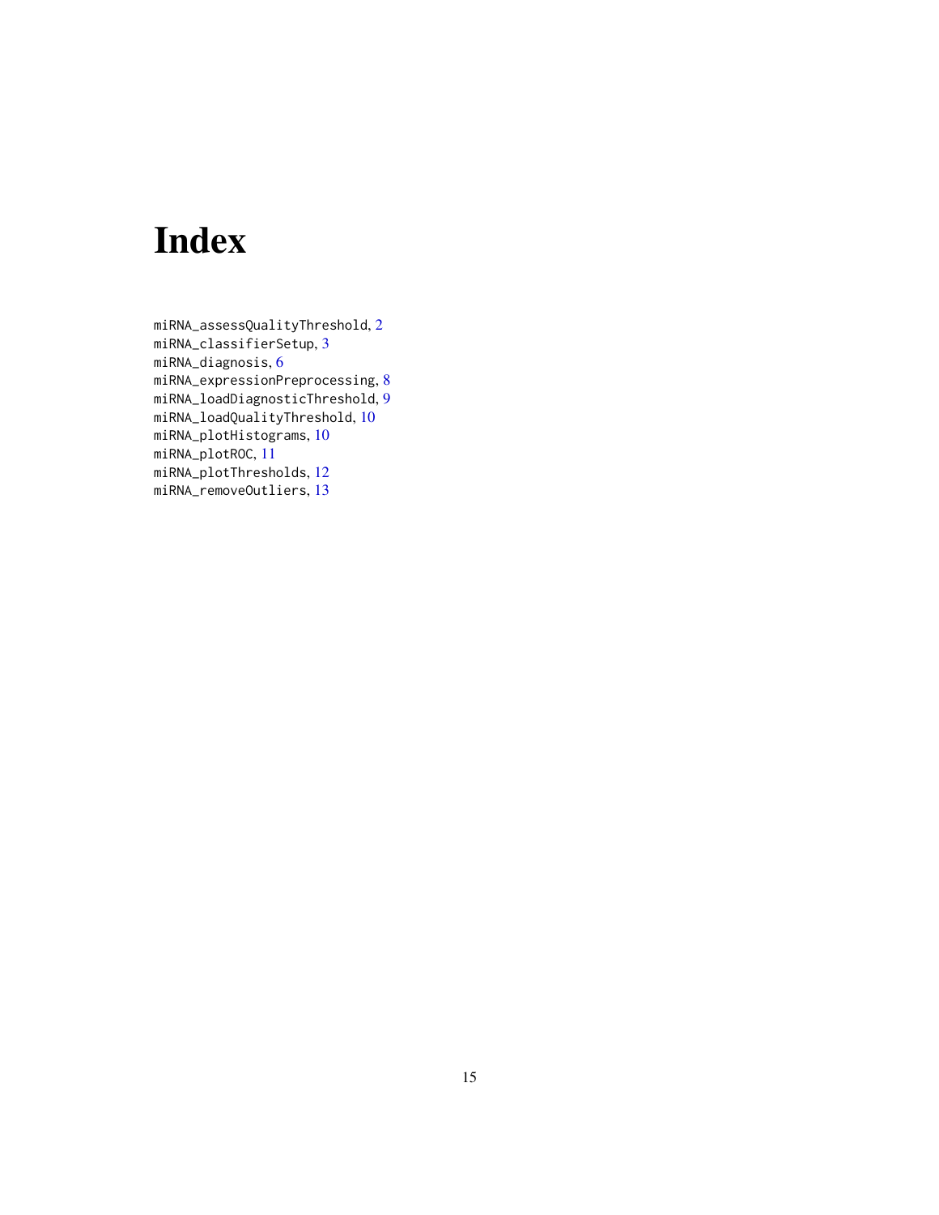# Index

miRNA_assessQualityThreshold, 2
miRNA_classifierSetup, 3
miRNA_diagnosis, 6
miRNA_expressionPreprocessing, 8
miRNA_loadDiagnosticThreshold, 9
miRNA_loadQualityThreshold, 10
miRNA_plotHistograms, 10
miRNA_plotROC, 11
miRNA_plotThresholds, 12
miRNA_removeOutliers, 13